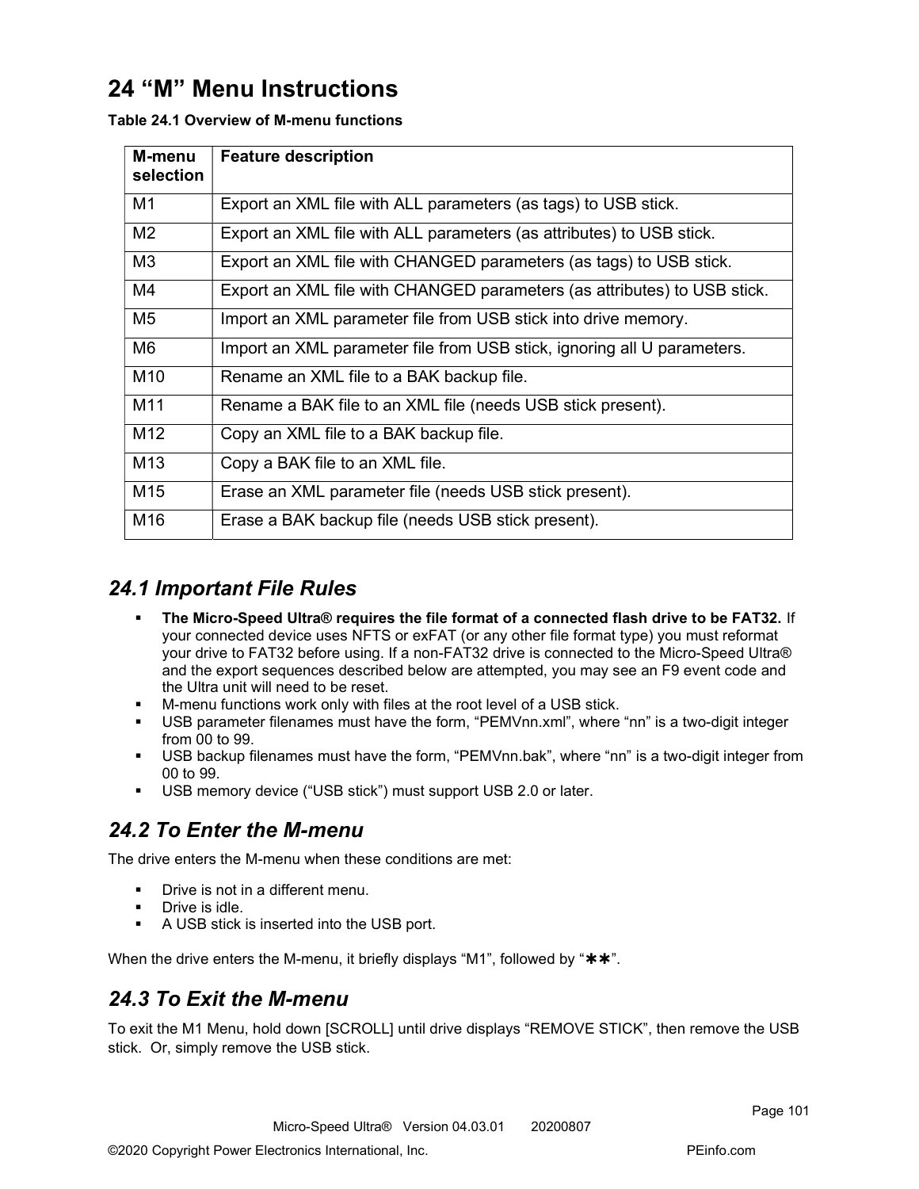# 24 "M" Menu Instructions

**Table 24.1 Overview of M-menu functions**

| M-menu selection | Feature description |
|---|---|
| M1 | Export an XML file with ALL parameters (as tags) to USB stick. |
| M2 | Export an XML file with ALL parameters (as attributes) to USB stick. |
| M3 | Export an XML file with CHANGED parameters (as tags) to USB stick. |
| M4 | Export an XML file with CHANGED parameters (as attributes) to USB stick. |
| M5 | Import an XML parameter file from USB stick into drive memory. |
| M6 | Import an XML parameter file from USB stick, ignoring all U parameters. |
| M10 | Rename an XML file to a BAK backup file. |
| M11 | Rename a BAK file to an XML file (needs USB stick present). |
| M12 | Copy an XML file to a BAK backup file. |
| M13 | Copy a BAK file to an XML file. |
| M15 | Erase an XML parameter file (needs USB stick present). |
| M16 | Erase a BAK backup file (needs USB stick present). |

## *24.1 Important File Rules*

- **The Micro-Speed Ultra® requires the file format of a connected flash drive to be FAT32.** If your connected device uses NFTS or exFAT (or any other file format type) you must reformat your drive to FAT32 before using. If a non-FAT32 drive is connected to the Micro-Speed Ultra® and the export sequences described below are attempted, you may see an F9 event code and the Ultra unit will need to be reset.
- M-menu functions work only with files at the root level of a USB stick.
- USB parameter filenames must have the form, "PEMVnn.xml", where "nn" is a two-digit integer from 00 to 99.
- USB backup filenames must have the form, "PEMVnn.bak", where "nn" is a two-digit integer from 00 to 99.
- USB memory device ("USB stick") must support USB 2.0 or later.

## *24.2 To Enter the M-menu*

The drive enters the M-menu when these conditions are met:

- Drive is not in a different menu.
- Drive is idle.
- A USB stick is inserted into the USB port.

When the drive enters the M-menu, it briefly displays "M1", followed by "✱✱".

## *24.3 To Exit the M-menu*

To exit the M1 Menu, hold down [SCROLL] until drive displays "REMOVE STICK", then remove the USB stick. Or, simply remove the USB stick.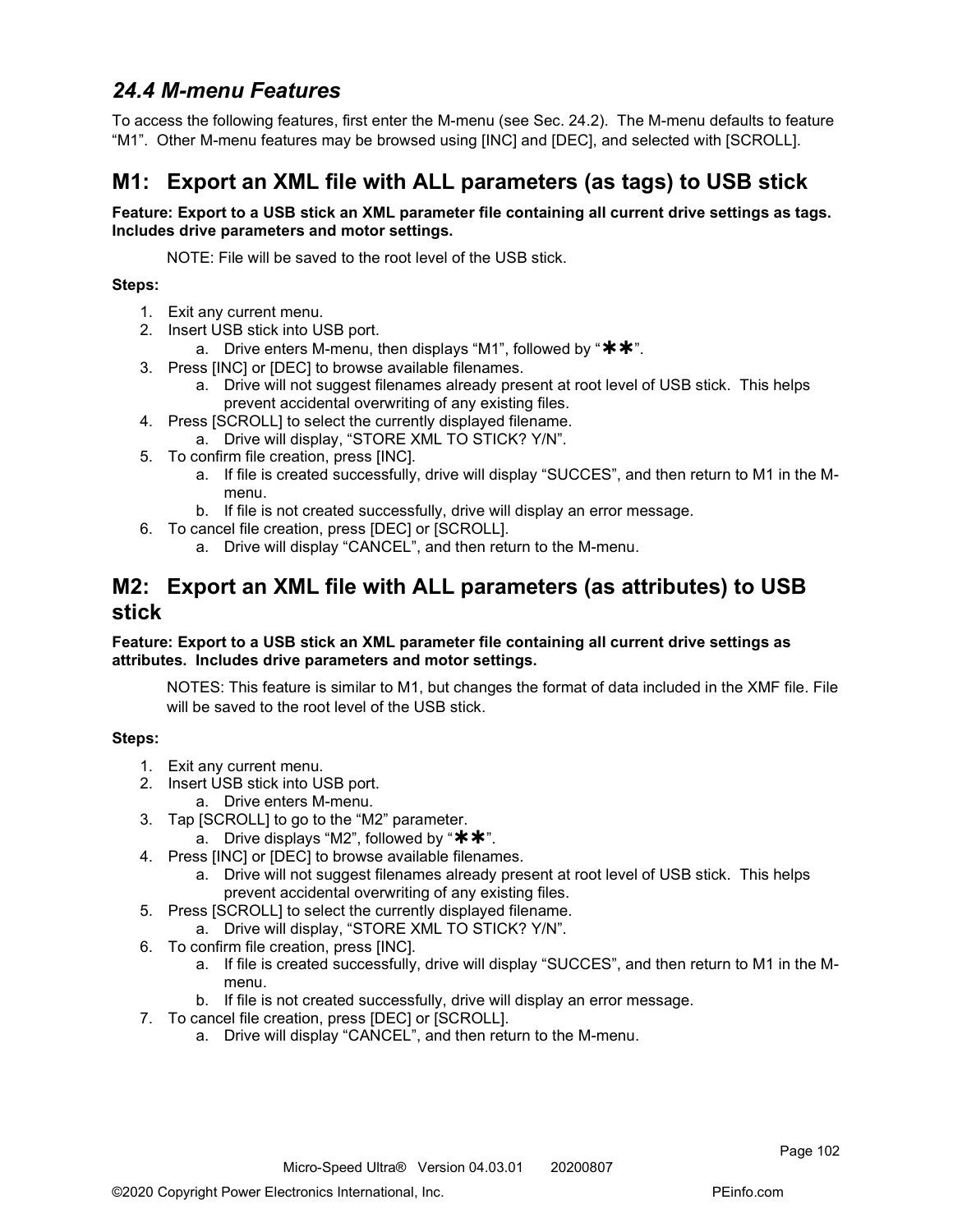## 24.4 M-menu Features

To access the following features, first enter the M-menu (see Sec. 24.2). The M-menu defaults to feature "M1". Other M-menu features may be browsed using [INC] and [DEC], and selected with [SCROLL].

## M1: Export an XML file with ALL parameters (as tags) to USB stick

**Feature: Export to a USB stick an XML parameter file containing all current drive settings as tags. Includes drive parameters and motor settings.**

NOTE: File will be saved to the root level of the USB stick.

**Steps:**

1. Exit any current menu.
2. Insert USB stick into USB port.
   a. Drive enters M-menu, then displays "M1", followed by "✱✱".
3. Press [INC] or [DEC] to browse available filenames.
   a. Drive will not suggest filenames already present at root level of USB stick. This helps prevent accidental overwriting of any existing files.
4. Press [SCROLL] to select the currently displayed filename.
   a. Drive will display, "STORE XML TO STICK? Y/N".
5. To confirm file creation, press [INC].
   a. If file is created successfully, drive will display "SUCCES", and then return to M1 in the M-menu.
   b. If file is not created successfully, drive will display an error message.
6. To cancel file creation, press [DEC] or [SCROLL].
   a. Drive will display "CANCEL", and then return to the M-menu.

## M2: Export an XML file with ALL parameters (as attributes) to USB stick

**Feature: Export to a USB stick an XML parameter file containing all current drive settings as attributes. Includes drive parameters and motor settings.**

NOTES: This feature is similar to M1, but changes the format of data included in the XMF file. File will be saved to the root level of the USB stick.

**Steps:**

1. Exit any current menu.
2. Insert USB stick into USB port.
   a. Drive enters M-menu.
3. Tap [SCROLL] to go to the "M2" parameter.
   a. Drive displays "M2", followed by "✱✱".
4. Press [INC] or [DEC] to browse available filenames.
   a. Drive will not suggest filenames already present at root level of USB stick. This helps prevent accidental overwriting of any existing files.
5. Press [SCROLL] to select the currently displayed filename.
   a. Drive will display, "STORE XML TO STICK? Y/N".
6. To confirm file creation, press [INC].
   a. If file is created successfully, drive will display "SUCCES", and then return to M1 in the M-menu.
   b. If file is not created successfully, drive will display an error message.
7. To cancel file creation, press [DEC] or [SCROLL].
   a. Drive will display "CANCEL", and then return to the M-menu.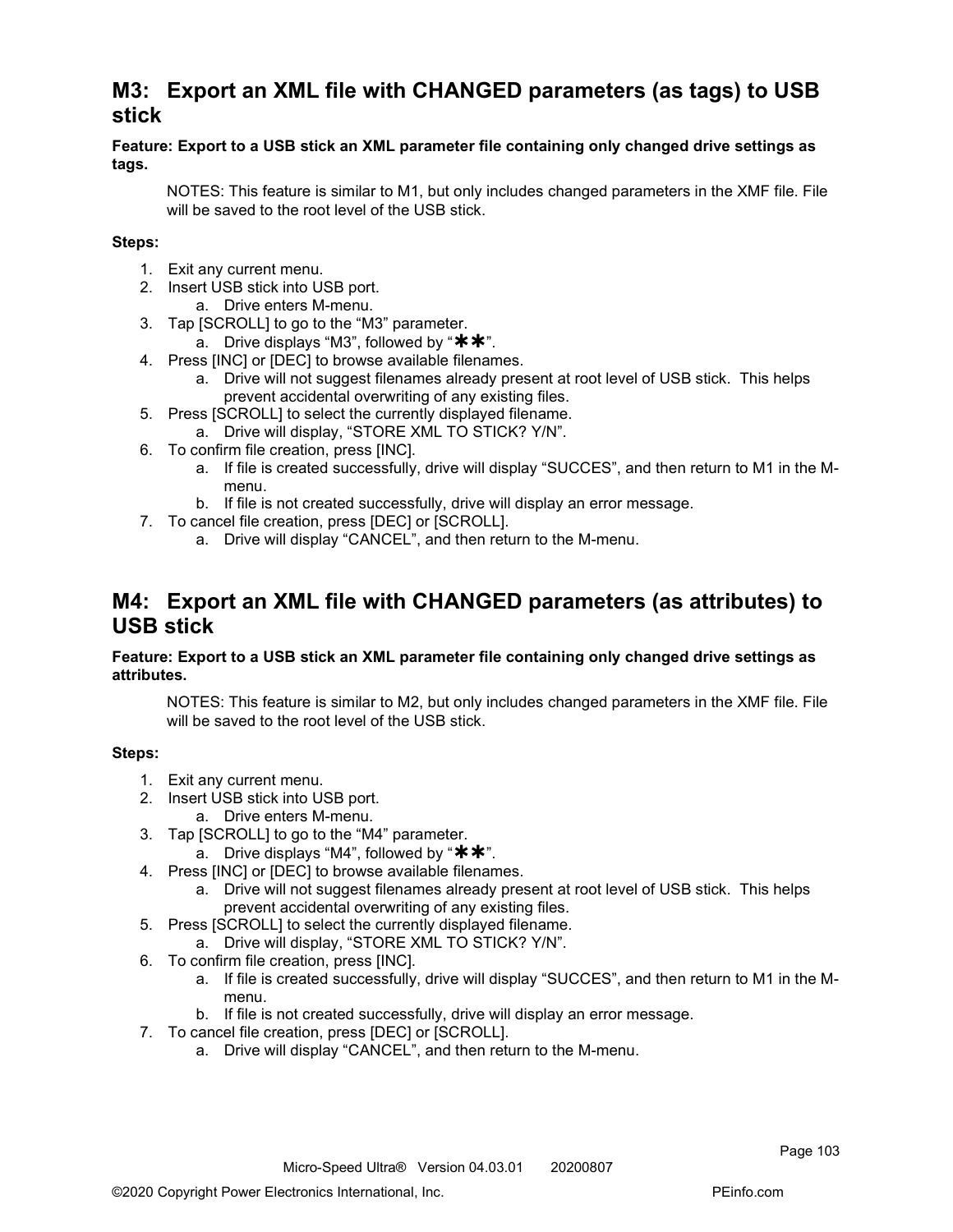## M3: Export an XML file with CHANGED parameters (as tags) to USB stick

**Feature: Export to a USB stick an XML parameter file containing only changed drive settings as tags.**

NOTES: This feature is similar to M1, but only includes changed parameters in the XMF file. File will be saved to the root level of the USB stick.

**Steps:**

1. Exit any current menu.
2. Insert USB stick into USB port.
   a. Drive enters M-menu.
3. Tap [SCROLL] to go to the “M3” parameter.
   a. Drive displays “M3”, followed by “✱✱”.
4. Press [INC] or [DEC] to browse available filenames.
   a. Drive will not suggest filenames already present at root level of USB stick. This helps prevent accidental overwriting of any existing files.
5. Press [SCROLL] to select the currently displayed filename.
   a. Drive will display, “STORE XML TO STICK? Y/N”.
6. To confirm file creation, press [INC].
   a. If file is created successfully, drive will display “SUCCES”, and then return to M1 in the M-menu.
   b. If file is not created successfully, drive will display an error message.
7. To cancel file creation, press [DEC] or [SCROLL].
   a. Drive will display “CANCEL”, and then return to the M-menu.

## M4: Export an XML file with CHANGED parameters (as attributes) to USB stick

**Feature: Export to a USB stick an XML parameter file containing only changed drive settings as attributes.**

NOTES: This feature is similar to M2, but only includes changed parameters in the XMF file. File will be saved to the root level of the USB stick.

**Steps:**

1. Exit any current menu.
2. Insert USB stick into USB port.
   a. Drive enters M-menu.
3. Tap [SCROLL] to go to the “M4” parameter.
   a. Drive displays “M4”, followed by “✱✱”.
4. Press [INC] or [DEC] to browse available filenames.
   a. Drive will not suggest filenames already present at root level of USB stick. This helps prevent accidental overwriting of any existing files.
5. Press [SCROLL] to select the currently displayed filename.
   a. Drive will display, “STORE XML TO STICK? Y/N”.
6. To confirm file creation, press [INC].
   a. If file is created successfully, drive will display “SUCCES”, and then return to M1 in the M-menu.
   b. If file is not created successfully, drive will display an error message.
7. To cancel file creation, press [DEC] or [SCROLL].
   a. Drive will display “CANCEL”, and then return to the M-menu.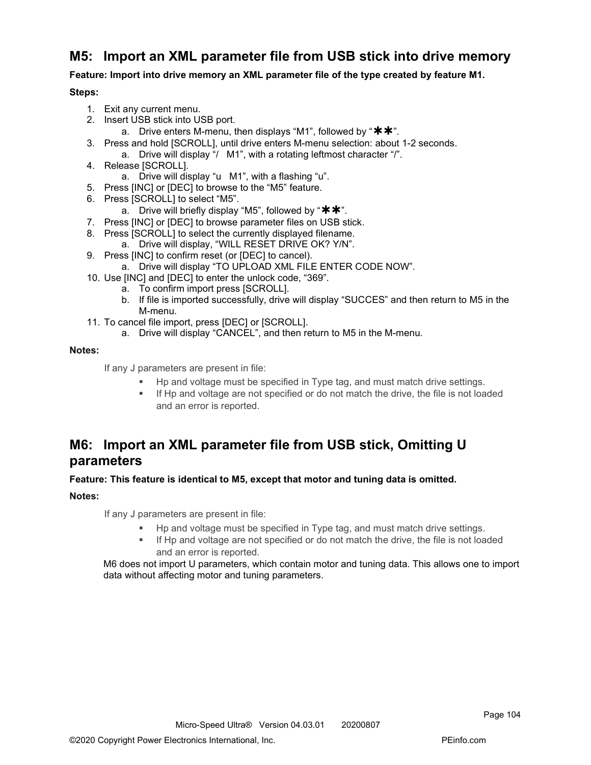## M5: Import an XML parameter file from USB stick into drive memory

**Feature: Import into drive memory an XML parameter file of the type created by feature M1.**

**Steps:**

1. Exit any current menu.
2. Insert USB stick into USB port.
    a. Drive enters M-menu, then displays "M1", followed by "✱✱".
3. Press and hold [SCROLL], until drive enters M-menu selection: about 1-2 seconds.
    a. Drive will display "/   M1", with a rotating leftmost character "/".
4. Release [SCROLL].
    a. Drive will display "u   M1", with a flashing "u".
5. Press [INC] or [DEC] to browse to the "M5" feature.
6. Press [SCROLL] to select "M5".
    a. Drive will briefly display "M5", followed by "✱✱".
7. Press [INC] or [DEC] to browse parameter files on USB stick.
8. Press [SCROLL] to select the currently displayed filename.
    a. Drive will display, "WILL RESET DRIVE OK? Y/N".
9. Press [INC] to confirm reset (or [DEC] to cancel).
    a. Drive will display "TO UPLOAD XML FILE ENTER CODE NOW".
10. Use [INC] and [DEC] to enter the unlock code, "369".
    a. To confirm import press [SCROLL].
    b. If file is imported successfully, drive will display "SUCCES" and then return to M5 in the M-menu.
11. To cancel file import, press [DEC] or [SCROLL].
    a. Drive will display "CANCEL", and then return to M5 in the M-menu.

**Notes:**

If any J parameters are present in file:

- Hp and voltage must be specified in Type tag, and must match drive settings.
- If Hp and voltage are not specified or do not match the drive, the file is not loaded and an error is reported.

## M6: Import an XML parameter file from USB stick, Omitting U parameters

**Feature: This feature is identical to M5, except that motor and tuning data is omitted.**

**Notes:**

If any J parameters are present in file:

- Hp and voltage must be specified in Type tag, and must match drive settings.
- If Hp and voltage are not specified or do not match the drive, the file is not loaded and an error is reported.

M6 does not import U parameters, which contain motor and tuning data. This allows one to import data without affecting motor and tuning parameters.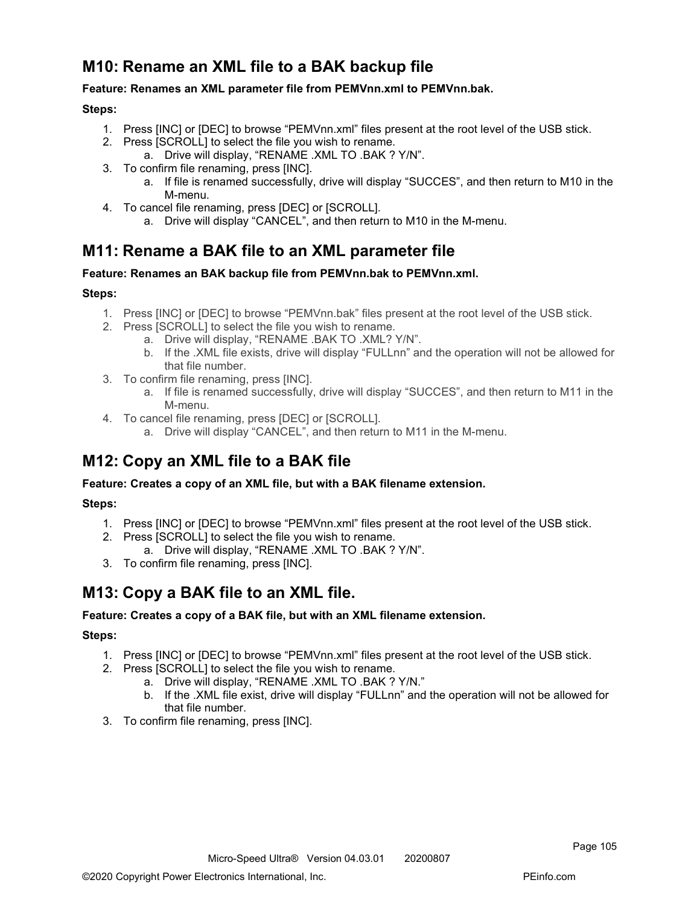## M10: Rename an XML file to a BAK backup file

**Feature: Renames an XML parameter file from PEMVnn.xml to PEMVnn.bak.**

**Steps:**

1. Press [INC] or [DEC] to browse "PEMVnn.xml" files present at the root level of the USB stick.
2. Press [SCROLL] to select the file you wish to rename.
    a. Drive will display, "RENAME .XML TO .BAK ? Y/N".
3. To confirm file renaming, press [INC].
    a. If file is renamed successfully, drive will display "SUCCES", and then return to M10 in the M-menu.
4. To cancel file renaming, press [DEC] or [SCROLL].
    a. Drive will display "CANCEL", and then return to M10 in the M-menu.

## M11: Rename a BAK file to an XML parameter file

**Feature: Renames an BAK backup file from PEMVnn.bak to PEMVnn.xml.**

**Steps:**

1. Press [INC] or [DEC] to browse "PEMVnn.bak" files present at the root level of the USB stick.
2. Press [SCROLL] to select the file you wish to rename.
    a. Drive will display, "RENAME .BAK TO .XML? Y/N".
    b. If the .XML file exists, drive will display "FULLnn" and the operation will not be allowed for that file number.
3. To confirm file renaming, press [INC].
    a. If file is renamed successfully, drive will display "SUCCES", and then return to M11 in the M-menu.
4. To cancel file renaming, press [DEC] or [SCROLL].
    a. Drive will display "CANCEL", and then return to M11 in the M-menu.

## M12: Copy an XML file to a BAK file

**Feature: Creates a copy of an XML file, but with a BAK filename extension.**

**Steps:**

1. Press [INC] or [DEC] to browse "PEMVnn.xml" files present at the root level of the USB stick.
2. Press [SCROLL] to select the file you wish to rename.
    a. Drive will display, "RENAME .XML TO .BAK ? Y/N".
3. To confirm file renaming, press [INC].

## M13: Copy a BAK file to an XML file.

**Feature: Creates a copy of a BAK file, but with an XML filename extension.**

**Steps:**

1. Press [INC] or [DEC] to browse "PEMVnn.xml" files present at the root level of the USB stick.
2. Press [SCROLL] to select the file you wish to rename.
    a. Drive will display, "RENAME .XML TO .BAK ? Y/N."
    b. If the .XML file exist, drive will display "FULLnn" and the operation will not be allowed for that file number.
3. To confirm file renaming, press [INC].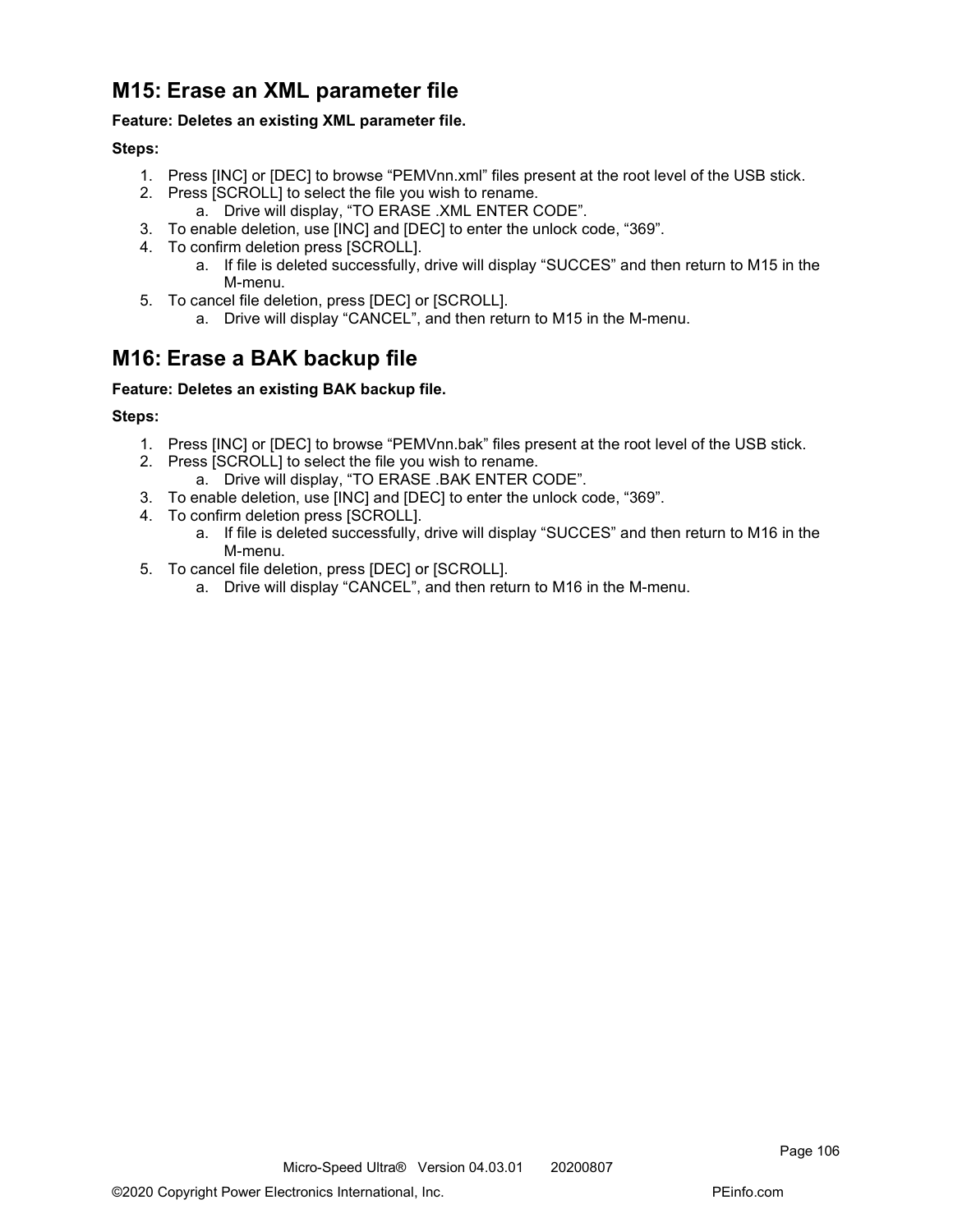## M15: Erase an XML parameter file

**Feature: Deletes an existing XML parameter file.**

**Steps:**

1. Press [INC] or [DEC] to browse “PEMVnn.xml” files present at the root level of the USB stick.
2. Press [SCROLL] to select the file you wish to rename.
    a. Drive will display, “TO ERASE .XML ENTER CODE”.
3. To enable deletion, use [INC] and [DEC] to enter the unlock code, “369”.
4. To confirm deletion press [SCROLL].
    a. If file is deleted successfully, drive will display “SUCCES” and then return to M15 in the M-menu.
5. To cancel file deletion, press [DEC] or [SCROLL].
    a. Drive will display “CANCEL”, and then return to M15 in the M-menu.

## M16: Erase a BAK backup file

**Feature: Deletes an existing BAK backup file.**

**Steps:**

1. Press [INC] or [DEC] to browse “PEMVnn.bak” files present at the root level of the USB stick.
2. Press [SCROLL] to select the file you wish to rename.
    a. Drive will display, “TO ERASE .BAK ENTER CODE”.
3. To enable deletion, use [INC] and [DEC] to enter the unlock code, “369”.
4. To confirm deletion press [SCROLL].
    a. If file is deleted successfully, drive will display “SUCCES” and then return to M16 in the M-menu.
5. To cancel file deletion, press [DEC] or [SCROLL].
    a. Drive will display “CANCEL”, and then return to M16 in the M-menu.